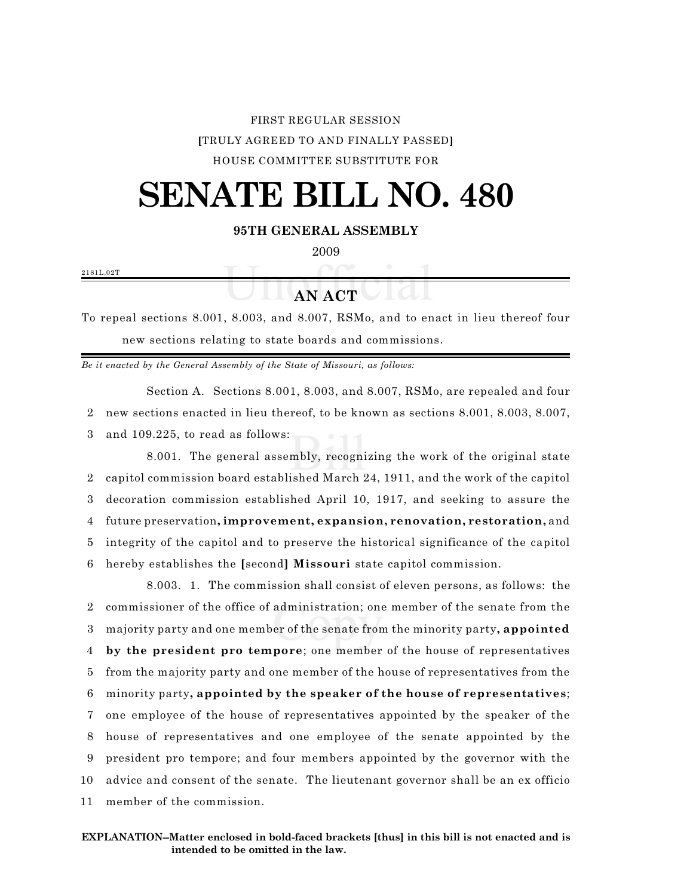FIRST REGULAR SESSION

[TRULY AGREED TO AND FINALLY PASSED]

HOUSE COMMITTEE SUBSTITUTE FOR

# SENATE BILL NO. 480

**95TH GENERAL ASSEMBLY**

2009

2181L.02T

## AN ACT

To repeal sections 8.001, 8.003, and 8.007, RSMo, and to enact in lieu thereof four new sections relating to state boards and commissions.

*Be it enacted by the General Assembly of the State of Missouri, as follows:*

Section A. Sections 8.001, 8.003, and 8.007, RSMo, are repealed and four
2 new sections enacted in lieu thereof, to be known as sections 8.001, 8.003, 8.007,
3 and 109.225, to read as follows:

8.001. The general assembly, recognizing the work of the original state
2 capitol commission board established March 24, 1911, and the work of the capitol
3 decoration commission established April 10, 1917, and seeking to assure the
4 future preservation**, improvement, expansion, renovation, restoration,** and
5 integrity of the capitol and to preserve the historical significance of the capitol
6 hereby establishes the **[**second**]** **Missouri** state capitol commission.

8.003. 1. The commission shall consist of eleven persons, as follows: the
2 commissioner of the office of administration; one member of the senate from the
3 majority party and one member of the senate from the minority party**, appointed**
4 **by the president pro tempore**; one member of the house of representatives
5 from the majority party and one member of the house of representatives from the
6 minority party**, appointed by the speaker of the house of representatives**;
7 one employee of the house of representatives appointed by the speaker of the
8 house of representatives and one employee of the senate appointed by the
9 president pro tempore; and four members appointed by the governor with the
10 advice and consent of the senate. The lieutenant governor shall be an ex officio
11 member of the commission.

**EXPLANATION–Matter enclosed in bold-faced brackets [thus] in this bill is not enacted and is intended to be omitted in the law.**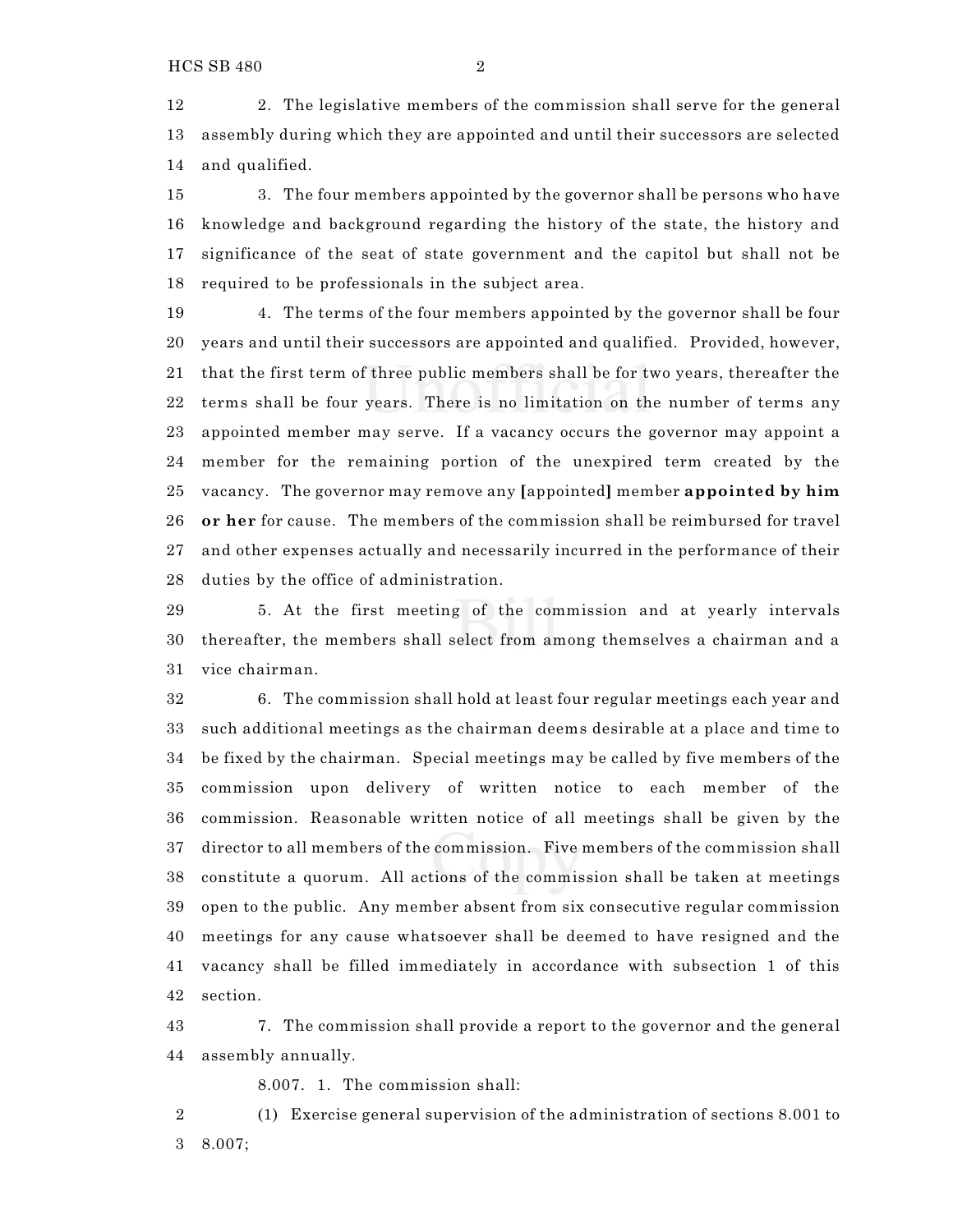2. The legislative members of the commission shall serve for the general assembly during which they are appointed and until their successors are selected and qualified.

3. The four members appointed by the governor shall be persons who have knowledge and background regarding the history of the state, the history and significance of the seat of state government and the capitol but shall not be required to be professionals in the subject area.

4. The terms of the four members appointed by the governor shall be four years and until their successors are appointed and qualified. Provided, however, that the first term of three public members shall be for two years, thereafter the terms shall be four years. There is no limitation on the number of terms any appointed member may serve. If a vacancy occurs the governor may appoint a member for the remaining portion of the unexpired term created by the vacancy. The governor may remove any **[**appointed**]** member **appointed by him or her** for cause. The members of the commission shall be reimbursed for travel and other expenses actually and necessarily incurred in the performance of their duties by the office of administration.

5. At the first meeting of the commission and at yearly intervals thereafter, the members shall select from among themselves a chairman and a vice chairman.

6. The commission shall hold at least four regular meetings each year and such additional meetings as the chairman deems desirable at a place and time to be fixed by the chairman. Special meetings may be called by five members of the commission upon delivery of written notice to each member of the commission. Reasonable written notice of all meetings shall be given by the director to all members of the commission. Five members of the commission shall constitute a quorum. All actions of the commission shall be taken at meetings open to the public. Any member absent from six consecutive regular commission meetings for any cause whatsoever shall be deemed to have resigned and the vacancy shall be filled immediately in accordance with subsection 1 of this section.

7. The commission shall provide a report to the governor and the general assembly annually.

8.007. 1. The commission shall:

(1) Exercise general supervision of the administration of sections 8.001 to 8.007;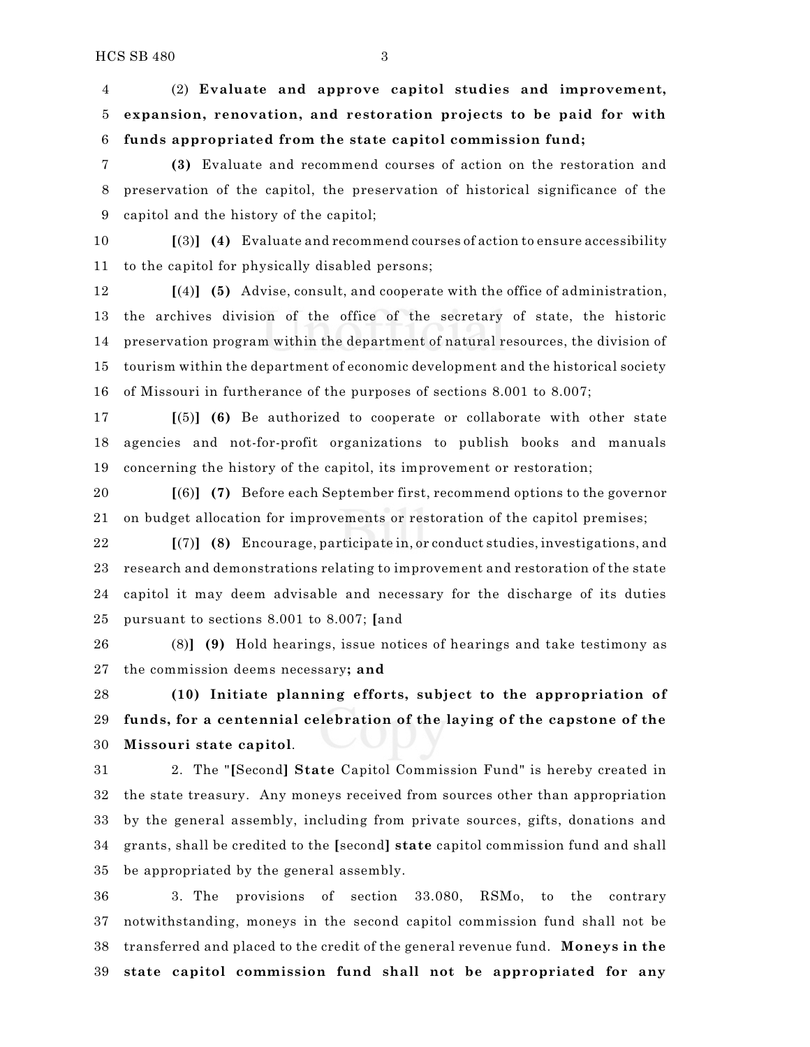(2) **Evaluate and approve capitol studies and improvement, expansion, renovation, and restoration projects to be paid for with funds appropriated from the state capitol commission fund;**

**(3)** Evaluate and recommend courses of action on the restoration and preservation of the capitol, the preservation of historical significance of the capitol and the history of the capitol;

**[**(3)**]** **(4)** Evaluate and recommend courses of action to ensure accessibility to the capitol for physically disabled persons;

**[**(4)**]** **(5)** Advise, consult, and cooperate with the office of administration, the archives division of the office of the secretary of state, the historic preservation program within the department of natural resources, the division of tourism within the department of economic development and the historical society of Missouri in furtherance of the purposes of sections 8.001 to 8.007;

**[**(5)**]** **(6)** Be authorized to cooperate or collaborate with other state agencies and not-for-profit organizations to publish books and manuals concerning the history of the capitol, its improvement or restoration;

**[**(6)**]** **(7)** Before each September first, recommend options to the governor on budget allocation for improvements or restoration of the capitol premises;

**[**(7)**]** **(8)** Encourage, participate in, or conduct studies, investigations, and research and demonstrations relating to improvement and restoration of the state capitol it may deem advisable and necessary for the discharge of its duties pursuant to sections 8.001 to 8.007; **[**and

(8)**]** **(9)** Hold hearings, issue notices of hearings and take testimony as the commission deems necessary**; and**

**(10) Initiate planning efforts, subject to the appropriation of funds, for a centennial celebration of the laying of the capstone of the Missouri state capitol**.

2. The "**[**Second**]** **State** Capitol Commission Fund" is hereby created in the state treasury. Any moneys received from sources other than appropriation by the general assembly, including from private sources, gifts, donations and grants, shall be credited to the **[**second**]** **state** capitol commission fund and shall be appropriated by the general assembly.

3. The provisions of section 33.080, RSMo, to the contrary notwithstanding, moneys in the second capitol commission fund shall not be transferred and placed to the credit of the general revenue fund. **Moneys in the state capitol commission fund shall not be appropriated for any**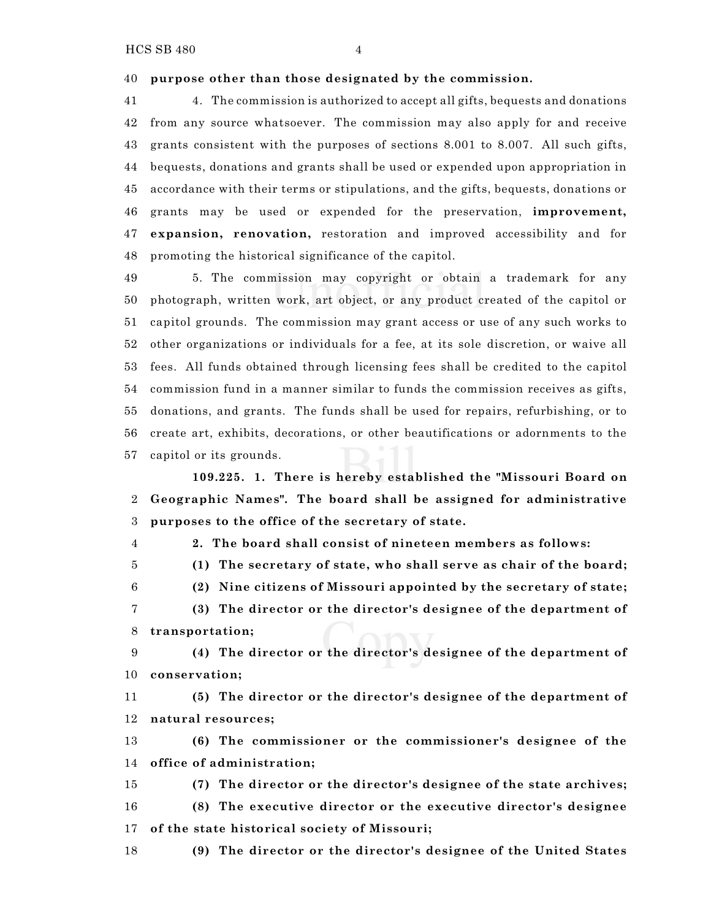**purpose other than those designated by the commission.**

4. The commission is authorized to accept all gifts, bequests and donations from any source whatsoever. The commission may also apply for and receive grants consistent with the purposes of sections 8.001 to 8.007. All such gifts, bequests, donations and grants shall be used or expended upon appropriation in accordance with their terms or stipulations, and the gifts, bequests, donations or grants may be used or expended for the preservation, **improvement, expansion, renovation,** restoration and improved accessibility and for promoting the historical significance of the capitol.

5. The commission may copyright or obtain a trademark for any photograph, written work, art object, or any product created of the capitol or capitol grounds. The commission may grant access or use of any such works to other organizations or individuals for a fee, at its sole discretion, or waive all fees. All funds obtained through licensing fees shall be credited to the capitol commission fund in a manner similar to funds the commission receives as gifts, donations, and grants. The funds shall be used for repairs, refurbishing, or to create art, exhibits, decorations, or other beautifications or adornments to the capitol or its grounds.

**109.225. 1. There is hereby established the "Missouri Board on Geographic Names". The board shall be assigned for administrative purposes to the office of the secretary of state.**

**2. The board shall consist of nineteen members as follows:**

**(1) The secretary of state, who shall serve as chair of the board;**

**(2) Nine citizens of Missouri appointed by the secretary of state;**

**(3) The director or the director's designee of the department of transportation;**

**(4) The director or the director's designee of the department of conservation;**

**(5) The director or the director's designee of the department of natural resources;**

**(6) The commissioner or the commissioner's designee of the office of administration;**

**(7) The director or the director's designee of the state archives;**

**(8) The executive director or the executive director's designee of the state historical society of Missouri;**

**(9) The director or the director's designee of the United States**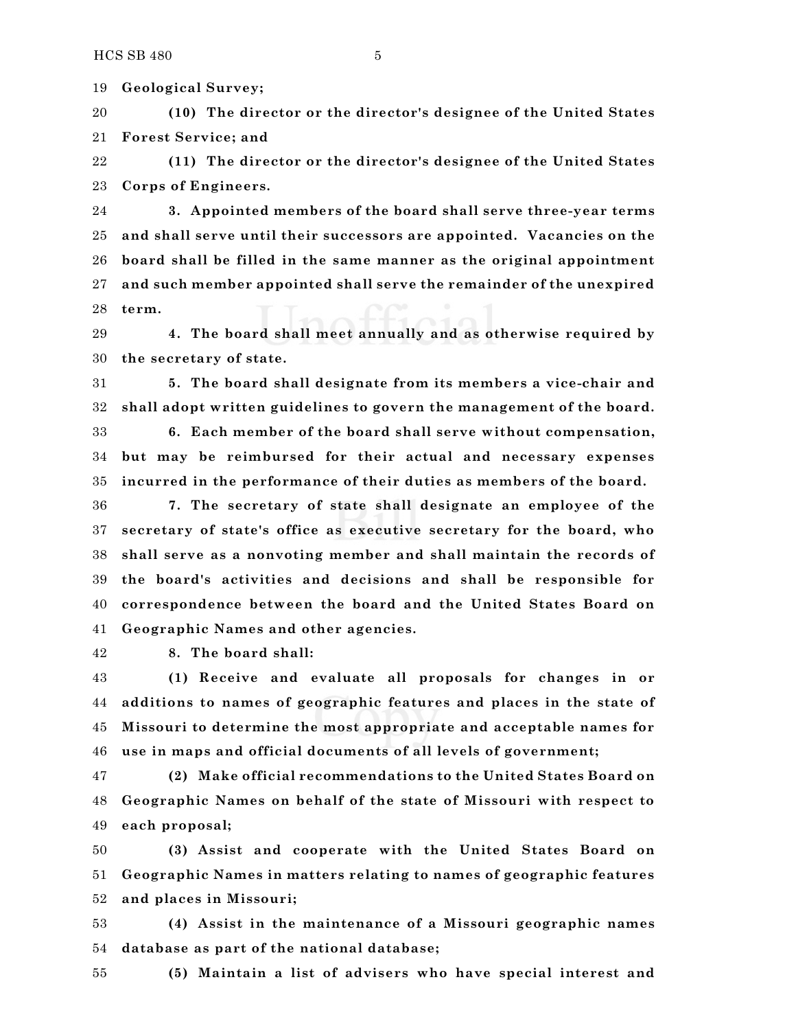**Geological Survey;**

**(10) The director or the director's designee of the United States Forest Service; and**

**(11) The director or the director's designee of the United States Corps of Engineers.**

**3. Appointed members of the board shall serve three-year terms and shall serve until their successors are appointed. Vacancies on the board shall be filled in the same manner as the original appointment and such member appointed shall serve the remainder of the unexpired term.**

**4. The board shall meet annually and as otherwise required by the secretary of state.**

**5. The board shall designate from its members a vice-chair and shall adopt written guidelines to govern the management of the board.**

**6. Each member of the board shall serve without compensation, but may be reimbursed for their actual and necessary expenses incurred in the performance of their duties as members of the board.**

**7. The secretary of state shall designate an employee of the secretary of state's office as executive secretary for the board, who shall serve as a nonvoting member and shall maintain the records of the board's activities and decisions and shall be responsible for correspondence between the board and the United States Board on Geographic Names and other agencies.**

**8. The board shall:**

**(1) Receive and evaluate all proposals for changes in or additions to names of geographic features and places in the state of Missouri to determine the most appropriate and acceptable names for use in maps and official documents of all levels of government;**

**(2) Make official recommendations to the United States Board on Geographic Names on behalf of the state of Missouri with respect to each proposal;**

**(3) Assist and cooperate with the United States Board on Geographic Names in matters relating to names of geographic features and places in Missouri;**

**(4) Assist in the maintenance of a Missouri geographic names database as part of the national database;**

**(5) Maintain a list of advisers who have special interest and**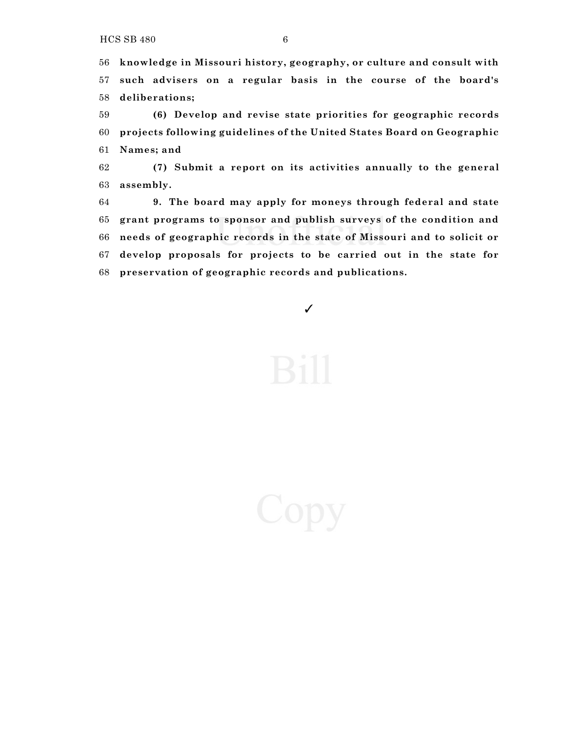**knowledge in Missouri history, geography, or culture and consult with such advisers on a regular basis in the course of the board's deliberations;**

**(6) Develop and revise state priorities for geographic records projects following guidelines of the United States Board on Geographic Names; and**

**(7) Submit a report on its activities annually to the general assembly.**

**9. The board may apply for moneys through federal and state grant programs to sponsor and publish surveys of the condition and needs of geographic records in the state of Missouri and to solicit or develop proposals for projects to be carried out in the state for preservation of geographic records and publications.**

✓